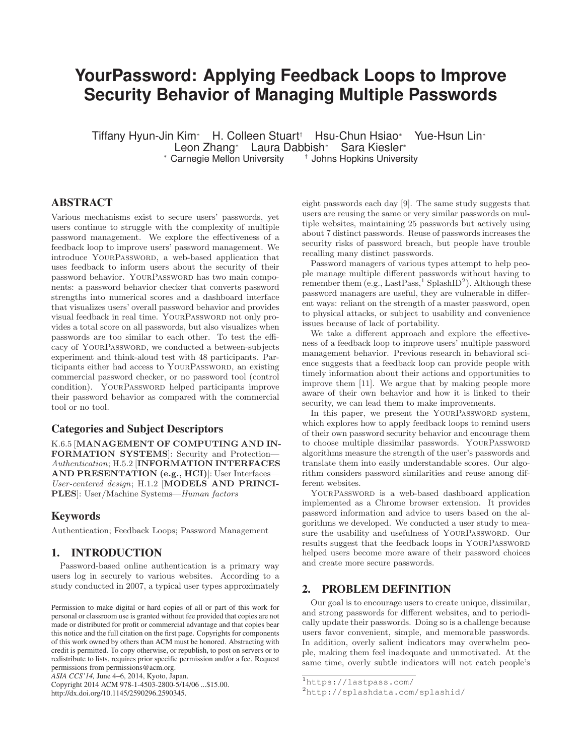# YourPassword: Applying Feedback Loops to Improve Security Behavior of Managing Multiple Passwords

Tiffany Hyun-Jin Kim* H. Colleen Stuart† Hsu-Chun Hsiao* Yue-Hsun Lin*
Leon Zhang* Laura Dabbish* Sara Kiesler*
* Carnegie Mellon University † Johns Hopkins University

## ABSTRACT

Various mechanisms exist to secure users' passwords, yet users continue to struggle with the complexity of multiple password management. We explore the effectiveness of a feedback loop to improve users' password management. We introduce YourPassword, a web-based application that uses feedback to inform users about the security of their password behavior. YourPassword has two main components: a password behavior checker that converts password strengths into numerical scores and a dashboard interface that visualizes users' overall password behavior and provides visual feedback in real time. YourPassword not only provides a total score on all passwords, but also visualizes when passwords are too similar to each other. To test the efficacy of YourPassword, we conducted a between-subjects experiment and think-aloud test with 48 participants. Participants either had access to YourPassword, an existing commercial password checker, or no password tool (control condition). YourPassword helped participants improve their password behavior as compared with the commercial tool or no tool.

### Categories and Subject Descriptors

K.6.5 [**MANAGEMENT OF COMPUTING AND INFORMATION SYSTEMS**]: Security and Protection—*Authentication*; H.5.2 [**INFORMATION INTERFACES AND PRESENTATION (e.g., HCI)**]: User Interfaces—*User-centered design*; H.1.2 [**MODELS AND PRINCIPLES**]: User/Machine Systems—*Human factors*

### Keywords

Authentication; Feedback Loops; Password Management

## 1. INTRODUCTION

Password-based online authentication is a primary way users log in securely to various websites. According to a study conducted in 2007, a typical user types approximately eight passwords each day [9]. The same study suggests that users are reusing the same or very similar passwords on multiple websites, maintaining 25 passwords but actively using about 7 distinct passwords. Reuse of passwords increases the security risks of password breach, but people have trouble recalling many distinct passwords.

Password managers of various types attempt to help people manage multiple different passwords without having to remember them (e.g., LastPass,[1] SplashID[2]). Although these password managers are useful, they are vulnerable in different ways: reliant on the strength of a master password, open to physical attacks, or subject to usability and convenience issues because of lack of portability.

We take a different approach and explore the effectiveness of a feedback loop to improve users' multiple password management behavior. Previous research in behavioral science suggests that a feedback loop can provide people with timely information about their actions and opportunities to improve them [11]. We argue that by making people more aware of their own behavior and how it is linked to their security, we can lead them to make improvements.

In this paper, we present the YourPassword system, which explores how to apply feedback loops to remind users of their own password security behavior and encourage them to choose multiple dissimilar passwords. YourPassword algorithms measure the strength of the user's passwords and translate them into easily understandable scores. Our algorithm considers password similarities and reuse among different websites.

YourPassword is a web-based dashboard application implemented as a Chrome browser extension. It provides password information and advice to users based on the algorithms we developed. We conducted a user study to measure the usability and usefulness of YourPassword. Our results suggest that the feedback loops in YourPassword helped users become more aware of their password choices and create more secure passwords.

## 2. PROBLEM DEFINITION

Our goal is to encourage users to create unique, dissimilar, and strong passwords for different websites, and to periodically update their passwords. Doing so is a challenge because users favor convenient, simple, and memorable passwords. In addition, overly salient indicators may overwhelm people, making them feel inadequate and unmotivated. At the same time, overly subtle indicators will not catch people's

---

Permission to make digital or hard copies of all or part of this work for personal or classroom use is granted without fee provided that copies are not made or distributed for profit or commercial advantage and that copies bear this notice and the full citation on the first page. Copyrights for components of this work owned by others than ACM must be honored. Abstracting with credit is permitted. To copy otherwise, or republish, to post on servers or to redistribute to lists, requires prior specific permission and/or a fee. Request permissions from permissions@acm.org.
*ASIA CCS'14,* June 4–6, 2014, Kyoto, Japan.
Copyright 2014 ACM 978-1-4503-2800-5/14/06 ...$15.00.
http://dx.doi.org/10.1145/2590296.2590345.

[1] https://lastpass.com/
[2] http://splashdata.com/splashid/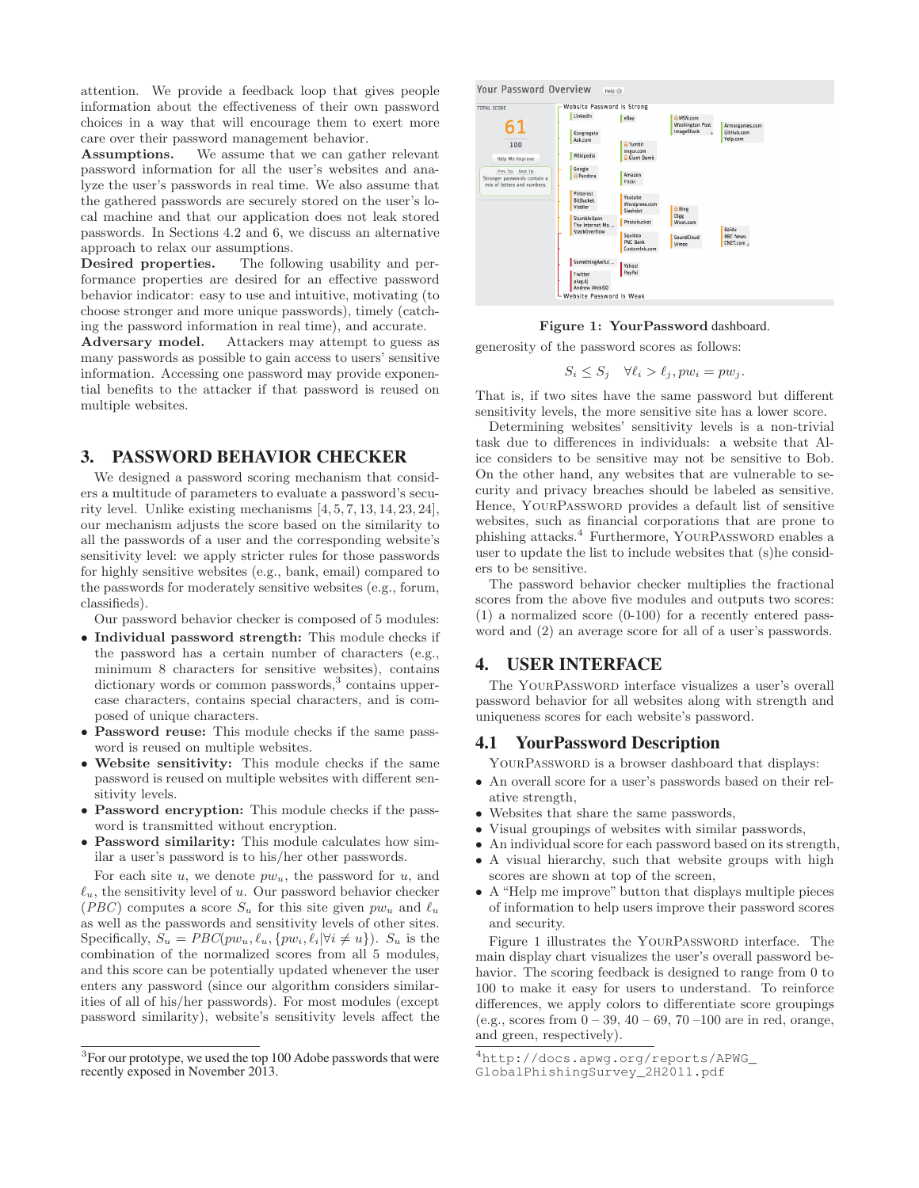attention. We provide a feedback loop that gives people information about the effectiveness of their own password choices in a way that will encourage them to exert more care over their password management behavior.

**Assumptions.** We assume that we can gather relevant password information for all the user's websites and analyze the user's passwords in real time. We also assume that the gathered passwords are securely stored on the user's local machine and that our application does not leak stored passwords. In Sections 4.2 and 6, we discuss an alternative approach to relax our assumptions.

**Desired properties.** The following usability and performance properties are desired for an effective password behavior indicator: easy to use and intuitive, motivating (to choose stronger and more unique passwords), timely (catching the password information in real time), and accurate.

**Adversary model.** Attackers may attempt to guess as many passwords as possible to gain access to users' sensitive information. Accessing one password may provide exponential benefits to the attacker if that password is reused on multiple websites.

## 3. PASSWORD BEHAVIOR CHECKER

We designed a password scoring mechanism that considers a multitude of parameters to evaluate a password's security level. Unlike existing mechanisms [4, 5, 7, 13, 14, 23, 24], our mechanism adjusts the score based on the similarity to all the passwords of a user and the corresponding website's sensitivity level: we apply stricter rules for those passwords for highly sensitive websites (e.g., bank, email) compared to the passwords for moderately sensitive websites (e.g., forum, classifieds).

Our password behavior checker is composed of 5 modules:

- **Individual password strength:** This module checks if the password has a certain number of characters (e.g., minimum 8 characters for sensitive websites), contains dictionary words or common passwords,[3] contains uppercase characters, contains special characters, and is composed of unique characters.
- **Password reuse:** This module checks if the same password is reused on multiple websites.
- **Website sensitivity:** This module checks if the same password is reused on multiple websites with different sensitivity levels.
- **Password encryption:** This module checks if the password is transmitted without encryption.
- **Password similarity:** This module calculates how similar a user's password is to his/her other passwords.

For each site $u$, we denote $pw_u$, the password for $u$, and $\ell_u$, the sensitivity level of $u$. Our password behavior checker ($PBC$) computes a score $S_u$ for this site given $pw_u$ and $\ell_u$ as well as the passwords and sensitivity levels of other sites. Specifically, $S_u = PBC(pw_u, \ell_u, \{pw_i, \ell_i | \forall i \neq u\})$. $S_u$ is the combination of the normalized scores from all 5 modules, and this score can be potentially updated whenever the user enters any password (since our algorithm considers similarities of all of his/her passwords). For most modules (except password similarity), website's sensitivity levels affect the generosity of the password scores as follows:

$$S_i \leq S_j \quad \forall \ell_i > \ell_j, pw_i = pw_j.$$

That is, if two sites have the same password but different sensitivity levels, the more sensitive site has a lower score.

Determining websites' sensitivity levels is a non-trivial task due to differences in individuals: a website that Alice considers to be sensitive may not be sensitive to Bob. On the other hand, any websites that are vulnerable to security and privacy breaches should be labeled as sensitive. Hence, YourPassword provides a default list of sensitive websites, such as financial corporations that are prone to phishing attacks.[4] Furthermore, YourPassword enables a user to update the list to include websites that (s)he considers to be sensitive.

The password behavior checker multiplies the fractional scores from the above five modules and outputs two scores: (1) a normalized score (0-100) for a recently entered password and (2) an average score for all of a user's passwords.

**Figure 1: YourPassword dashboard.**

## 4. USER INTERFACE

The YourPassword interface visualizes a user's overall password behavior for all websites along with strength and uniqueness scores for each website's password.

### 4.1 YourPassword Description

YourPassword is a browser dashboard that displays:

- An overall score for a user's passwords based on their relative strength,
- Websites that share the same passwords,
- Visual groupings of websites with similar passwords,
- An individual score for each password based on its strength,
- A visual hierarchy, such that website groups with high scores are shown at top of the screen,
- A "Help me improve" button that displays multiple pieces of information to help users improve their password scores and security.

Figure 1 illustrates the YourPassword interface. The main display chart visualizes the user's overall password behavior. The scoring feedback is designed to range from 0 to 100 to make it easy for users to understand. To reinforce differences, we apply colors to differentiate score groupings (e.g., scores from 0 – 39, 40 – 69, 70 –100 are in red, orange, and green, respectively).

[3] For our prototype, we used the top 100 Adobe passwords that were recently exposed in November 2013.

[4] http://docs.apwg.org/reports/APWG_GlobalPhishingSurvey_2H2011.pdf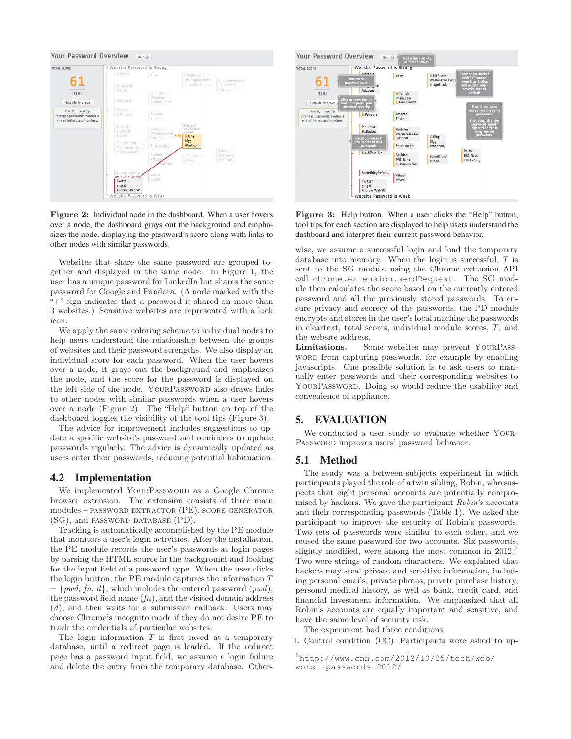**Figure 2:** Individual node in the dashboard. When a user hovers over a node, the dashboard grays out the background and emphasizes the node, displaying the password's score along with links to other nodes with similar passwords.

**Figure 3:** Help button. When a user clicks the "Help" button, tool tips for each section are displayed to help users understand the dashboard and interpret their current password behavior.

Websites that share the same password are grouped together and displayed in the same node. In Figure 1, the user has a unique password for LinkedIn but shares the same password for Google and Pandora. (A node marked with the "+" sign indicates that a password is shared on more than 3 websites.) Sensitive websites are represented with a lock icon.

We apply the same coloring scheme to individual nodes to help users understand the relationship between the groups of websites and their password strengths. We also display an individual score for each password. When the user hovers over a node, it grays out the background and emphasizes the node, and the score for the password is displayed on the left side of the node. YourPassword also draws links to other nodes with similar passwords when a user hovers over a node (Figure 2). The "Help" button on top of the dashboard toggles the visibility of the tool tips (Figure 3).

The advice for improvement includes suggestions to update a specific website's password and reminders to update passwords regularly. The advice is dynamically updated as users enter their passwords, reducing potential habituation.

### 4.2 Implementation

We implemented YourPassword as a Google Chrome browser extension. The extension consists of three main modules – password extractor (PE), score generator (SG), and password database (PD).

Tracking is automatically accomplished by the PE module that monitors a user's login activities. After the installation, the PE module records the user's passwords at login pages by parsing the HTML source in the background and looking for the input field of a password type. When the user clicks the login button, the PE module captures the information $T = \{pwd, fn, d\}$, which includes the entered password ($pwd$), the password field name ($fn$), and the visited domain address ($d$), and then waits for a submission callback. Users may choose Chrome's incognito mode if they do not desire PE to track the credentials of particular websites.

The login information $T$ is first saved at a temporary database, until a redirect page is loaded. If the redirect page has a password input field, we assume a login failure and delete the entry from the temporary database. Otherwise, we assume a successful login and load the temporary database into memory. When the login is successful, $T$ is sent to the SG module using the Chrome extension API call `chrome.extension.sendRequest`. The SG module then calculates the score based on the currently entered password and all the previously stored passwords. To ensure privacy and secrecy of the passwords, the PD module encrypts and stores in the user's local machine the passwords in cleartext, total scores, individual module scores, $T$, and the website address.

**Limitations.** Some websites may prevent YourPassword from capturing passwords, for example by enabling javascripts. One possible solution is to ask users to manually enter passwords and their corresponding websites to YourPassword. Doing so would reduce the usability and convenience of appliance.

## 5. EVALUATION

We conducted a user study to evaluate whether YourPassword improves users' password behavior.

### 5.1 Method

The study was a between-subjects experiment in which participants played the role of a twin sibling, Robin, who suspects that eight personal accounts are potentially compromised by hackers. We gave the participant *Robin's* accounts and their corresponding passwords (Table 1). We asked the participant to improve the security of Robin's passwords. Two sets of passwords were similar to each other, and we reused the same password for two accounts. Six passwords, slightly modified, were among the most common in 2012.[5] Two were strings of random characters. We explained that hackers may steal private and sensitive information, including personal emails, private photos, private purchase history, personal medical history, as well as bank, credit card, and financial investment information. We emphasized that all Robin's accounts are equally important and sensitive, and have the same level of security risk.

The experiment had three conditions:

1. Control condition (CC): Participants were asked to up-

[5] http://www.cnn.com/2012/10/25/tech/web/worst-passwords-2012/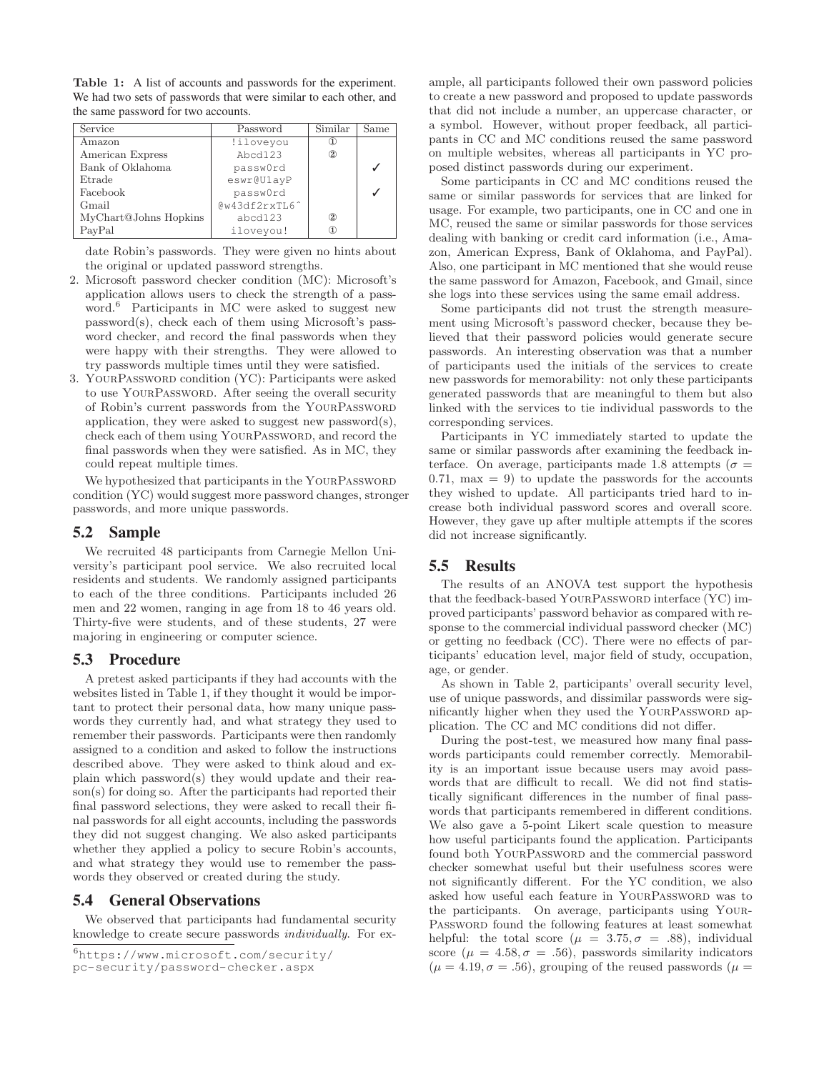**Table 1:** A list of accounts and passwords for the experiment. We had two sets of passwords that were similar to each other, and the same password for two accounts.

| Service | Password | Similar | Same |
|---|---|---|---|
| Amazon | !iloveyou | ① | |
| American Express | Abcd123 | ② | |
| Bank of Oklahoma | passw0rd | | ✓ |
| Etrade | eswr@U1ayP | | |
| Facebook | passw0rd | | ✓ |
| Gmail | @w43df2rxTL6^ | | |
| MyChart@Johns Hopkins | abcd123 | ② | |
| PayPal | iloveyou! | ① | |

date Robin's passwords. They were given no hints about the original or updated password strengths.

2. Microsoft password checker condition (MC): Microsoft's application allows users to check the strength of a password.[6] Participants in MC were asked to suggest new password(s), check each of them using Microsoft's password checker, and record the final passwords when they were happy with their strengths. They were allowed to try passwords multiple times until they were satisfied.
3. YourPassword condition (YC): Participants were asked to use YourPassword. After seeing the overall security of Robin's current passwords from the YourPassword application, they were asked to suggest new password(s), check each of them using YourPassword, and record the final passwords when they were satisfied. As in MC, they could repeat multiple times.

We hypothesized that participants in the YourPassword condition (YC) would suggest more password changes, stronger passwords, and more unique passwords.

## 5.2 Sample

We recruited 48 participants from Carnegie Mellon University's participant pool service. We also recruited local residents and students. We randomly assigned participants to each of the three conditions. Participants included 26 men and 22 women, ranging in age from 18 to 46 years old. Thirty-five were students, and of these students, 27 were majoring in engineering or computer science.

## 5.3 Procedure

A pretest asked participants if they had accounts with the websites listed in Table 1, if they thought it would be important to protect their personal data, how many unique passwords they currently had, and what strategy they used to remember their passwords. Participants were then randomly assigned to a condition and asked to follow the instructions described above. They were asked to think aloud and explain which password(s) they would update and their reason(s) for doing so. After the participants had reported their final password selections, they were asked to recall their final passwords for all eight accounts, including the passwords they did not suggest changing. We also asked participants whether they applied a policy to secure Robin's accounts, and what strategy they would use to remember the passwords they observed or created during the study.

## 5.4 General Observations

We observed that participants had fundamental security knowledge to create secure passwords *individually*. For example, all participants followed their own password policies to create a new password and proposed to update passwords that did not include a number, an uppercase character, or a symbol. However, without proper feedback, all participants in CC and MC conditions reused the same password on multiple websites, whereas all participants in YC proposed distinct passwords during our experiment.

Some participants in CC and MC conditions reused the same or similar passwords for services that are linked for usage. For example, two participants, one in CC and one in MC, reused the same or similar passwords for those services dealing with banking or credit card information (i.e., Amazon, American Express, Bank of Oklahoma, and PayPal). Also, one participant in MC mentioned that she would reuse the same password for Amazon, Facebook, and Gmail, since she logs into these services using the same email address.

Some participants did not trust the strength measurement using Microsoft's password checker, because they believed that their password policies would generate secure passwords. An interesting observation was that a number of participants used the initials of the services to create new passwords for memorability: not only these participants generated passwords that are meaningful to them but also linked with the services to tie individual passwords to the corresponding services.

Participants in YC immediately started to update the same or similar passwords after examining the feedback interface. On average, participants made 1.8 attempts ($\sigma = 0.71$, $\max = 9$) to update the passwords for the accounts they wished to update. All participants tried hard to increase both individual password scores and overall score. However, they gave up after multiple attempts if the scores did not increase significantly.

## 5.5 Results

The results of an ANOVA test support the hypothesis that the feedback-based YourPassword interface (YC) improved participants' password behavior as compared with response to the commercial individual password checker (MC) or getting no feedback (CC). There were no effects of participants' education level, major field of study, occupation, age, or gender.

As shown in Table 2, participants' overall security level, use of unique passwords, and dissimilar passwords were significantly higher when they used the YourPassword application. The CC and MC conditions did not differ.

During the post-test, we measured how many final passwords participants could remember correctly. Memorability is an important issue because users may avoid passwords that are difficult to recall. We did not find statistically significant differences in the number of final passwords that participants remembered in different conditions. We also gave a 5-point Likert scale question to measure how useful participants found the application. Participants found both YourPassword and the commercial password checker somewhat useful but their usefulness scores were not significantly different. For the YC condition, we also asked how useful each feature in YourPassword was to the participants. On average, participants using YourPassword found the following features at least somewhat helpful: the total score ($\mu = 3.75, \sigma = .88$), individual score ($\mu = 4.58, \sigma = .56$), passwords similarity indicators ($\mu = 4.19, \sigma = .56$), grouping of the reused passwords ($\mu =$

[6] https://www.microsoft.com/security/pc-security/password-checker.aspx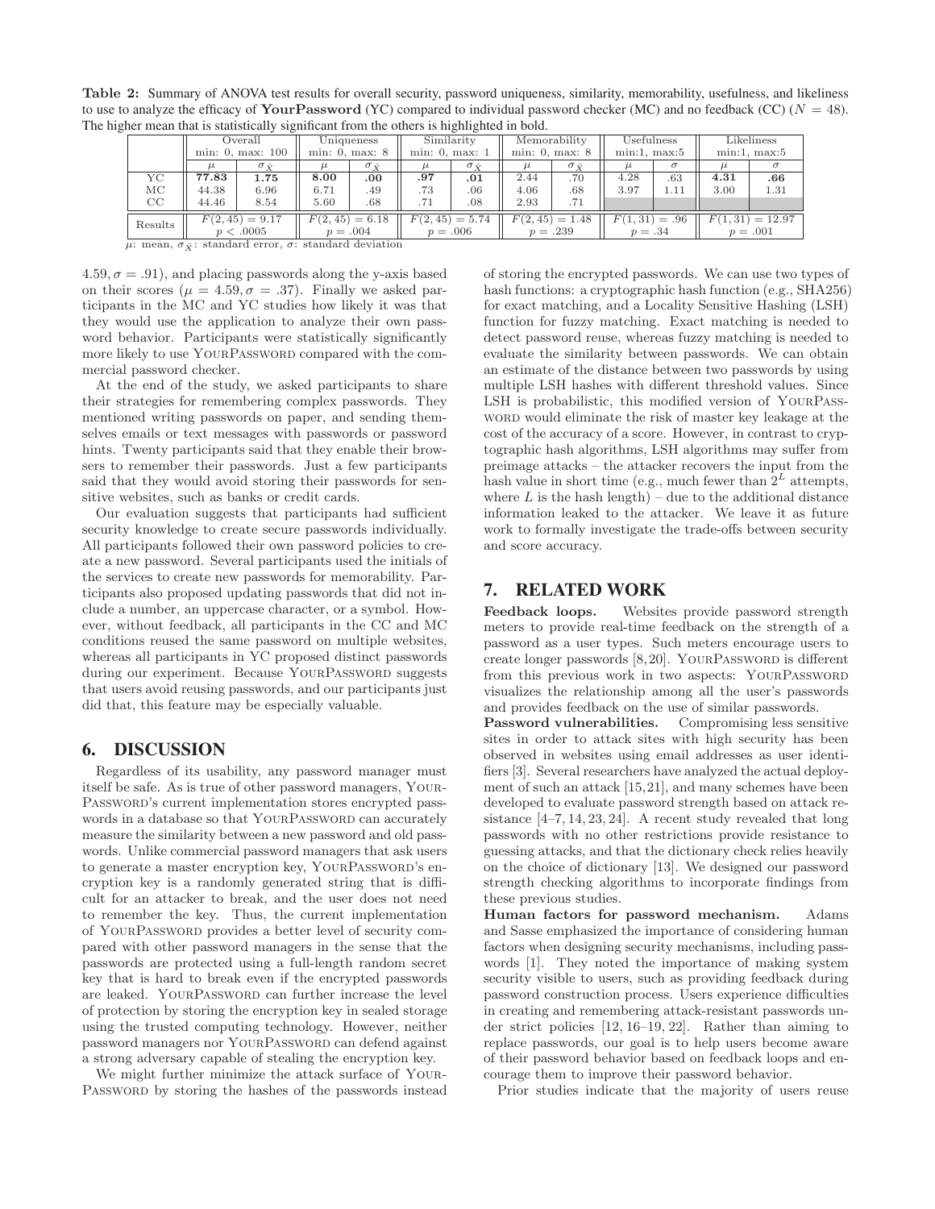**Table 2:** Summary of ANOVA test results for overall security, password uniqueness, similarity, memorability, usefulness, and likeliness to use to analyze the efficacy of **YourPassword** (YC) compared to individual password checker (MC) and no feedback (CC) ($N = 48$). The higher mean that is statistically significant from the others is highlighted in bold.

| | Overall min: 0, max: 100 | | Uniqueness min: 0, max: 8 | | Similarity min: 0, max: 1 | | Memorability min: 0, max: 8 | | Usefulness min:1, max:5 | | Likeliness min:1, max:5 | |
|---|---|---|---|---|---|---|---|---|---|---|---|---|
| | $\mu$ | $\sigma_{\bar{X}}$ | $\mu$ | $\sigma_{\bar{X}}$ | $\mu$ | $\sigma_{\bar{X}}$ | $\mu$ | $\sigma_{\bar{X}}$ | $\mu$ | $\sigma$ | $\mu$ | $\sigma$ |
| YC | **77.83** | **1.75** | **8.00** | **.00** | **.97** | **.01** | 2.44 | .70 | 4.28 | .63 | **4.31** | **.66** |
| MC | 44.38 | 6.96 | 6.71 | .49 | .73 | .06 | 4.06 | .68 | 3.97 | 1.11 | 3.00 | 1.31 |
| CC | 44.46 | 8.54 | 5.60 | .68 | .71 | .08 | 2.93 | .71 | | | | |
| Results | $F(2, 45) = 9.17$ $p < .0005$ | | $F(2, 45) = 6.18$ $p = .004$ | | $F(2, 45) = 5.74$ $p = .006$ | | $F(2, 45) = 1.48$ $p = .239$ | | $F(1, 31) = .96$ $p = .34$ | | $F(1, 31) = 12.97$ $p = .001$ | |

$\mu$: mean, $\sigma_{\bar{X}}$: standard error, $\sigma$: standard deviation

$4.59, \sigma = .91$), and placing passwords along the y-axis based on their scores ($\mu = 4.59, \sigma = .37$). Finally we asked participants in the MC and YC studies how likely it was that they would use the application to analyze their own password behavior. Participants were statistically significantly more likely to use YourPassword compared with the commercial password checker.

At the end of the study, we asked participants to share their strategies for remembering complex passwords. They mentioned writing passwords on paper, and sending themselves emails or text messages with passwords or password hints. Twenty participants said that they enable their browsers to remember their passwords. Just a few participants said that they would avoid storing their passwords for sensitive websites, such as banks or credit cards.

Our evaluation suggests that participants had sufficient security knowledge to create secure passwords individually. All participants followed their own password policies to create a new password. Several participants used the initials of the services to create new passwords for memorability. Participants also proposed updating passwords that did not include a number, an uppercase character, or a symbol. However, without feedback, all participants in the CC and MC conditions reused the same password on multiple websites, whereas all participants in YC proposed distinct passwords during our experiment. Because YourPassword suggests that users avoid reusing passwords, and our participants just did that, this feature may be especially valuable.

## 6. DISCUSSION

Regardless of its usability, any password manager must itself be safe. As is true of other password managers, YourPassword's current implementation stores encrypted passwords in a database so that YourPassword can accurately measure the similarity between a new password and old passwords. Unlike commercial password managers that ask users to generate a master encryption key, YourPassword's encryption key is a randomly generated string that is difficult for an attacker to break, and the user does not need to remember the key. Thus, the current implementation of YourPassword provides a better level of security compared with other password managers in the sense that the passwords are protected using a full-length random secret key that is hard to break even if the encrypted passwords are leaked. YourPassword can further increase the level of protection by storing the encryption key in sealed storage using the trusted computing technology. However, neither password managers nor YourPassword can defend against a strong adversary capable of stealing the encryption key.

We might further minimize the attack surface of YourPassword by storing the hashes of the passwords instead of storing the encrypted passwords. We can use two types of hash functions: a cryptographic hash function (e.g., SHA256) for exact matching, and a Locality Sensitive Hashing (LSH) function for fuzzy matching. Exact matching is needed to detect password reuse, whereas fuzzy matching is needed to evaluate the similarity between passwords. We can obtain an estimate of the distance between two passwords by using multiple LSH hashes with different threshold values. Since LSH is probabilistic, this modified version of YourPassword would eliminate the risk of master key leakage at the cost of the accuracy of a score. However, in contrast to cryptographic hash algorithms, LSH algorithms may suffer from preimage attacks – the attacker recovers the input from the hash value in short time (e.g., much fewer than $2^L$ attempts, where $L$ is the hash length) – due to the additional distance information leaked to the attacker. We leave it as future work to formally investigate the trade-offs between security and score accuracy.

## 7. RELATED WORK

**Feedback loops.** Websites provide password strength meters to provide real-time feedback on the strength of a password as a user types. Such meters encourage users to create longer passwords [8, 20]. YourPassword is different from this previous work in two aspects: YourPassword visualizes the relationship among all the user's passwords and provides feedback on the use of similar passwords.

**Password vulnerabilities.** Compromising less sensitive sites in order to attack sites with high security has been observed in websites using email addresses as user identifiers [3]. Several researchers have analyzed the actual deployment of such an attack [15, 21], and many schemes have been developed to evaluate password strength based on attack resistance [4–7, 14, 23, 24]. A recent study revealed that long passwords with no other restrictions provide resistance to guessing attacks, and that the dictionary check relies heavily on the choice of dictionary [13]. We designed our password strength checking algorithms to incorporate findings from these previous studies.

**Human factors for password mechanism.** Adams and Sasse emphasized the importance of considering human factors when designing security mechanisms, including passwords [1]. They noted the importance of making system security visible to users, such as providing feedback during password construction process. Users experience difficulties in creating and remembering attack-resistant passwords under strict policies [12, 16–19, 22]. Rather than aiming to replace passwords, our goal is to help users become aware of their password behavior based on feedback loops and encourage them to improve their password behavior.

Prior studies indicate that the majority of users reuse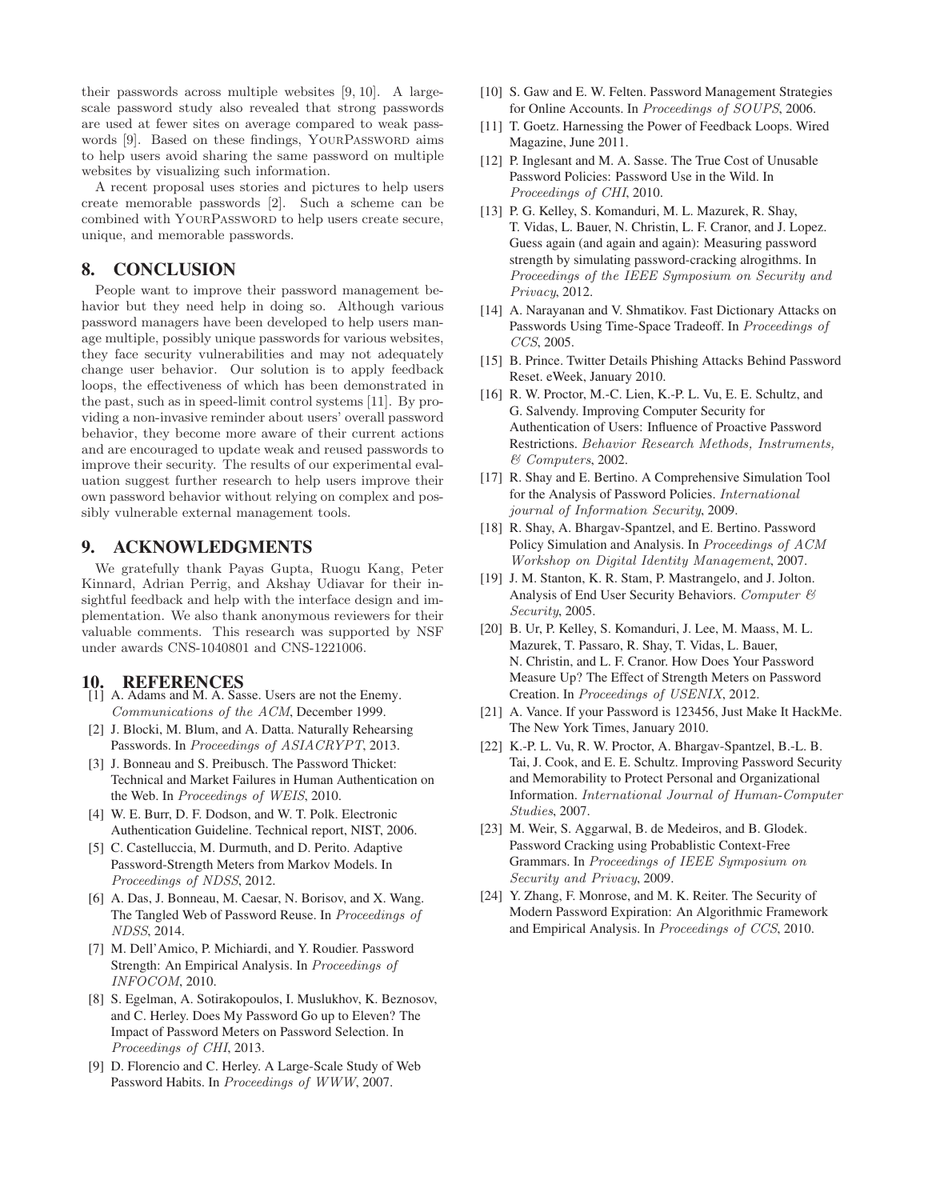their passwords across multiple websites [9, 10]. A large-scale password study also revealed that strong passwords are used at fewer sites on average compared to weak passwords [9]. Based on these findings, YourPassword aims to help users avoid sharing the same password on multiple websites by visualizing such information.

A recent proposal uses stories and pictures to help users create memorable passwords [2]. Such a scheme can be combined with YourPassword to help users create secure, unique, and memorable passwords.

## 8. CONCLUSION

People want to improve their password management behavior but they need help in doing so. Although various password managers have been developed to help users manage multiple, possibly unique passwords for various websites, they face security vulnerabilities and may not adequately change user behavior. Our solution is to apply feedback loops, the effectiveness of which has been demonstrated in the past, such as in speed-limit control systems [11]. By providing a non-invasive reminder about users' overall password behavior, they become more aware of their current actions and are encouraged to update weak and reused passwords to improve their security. The results of our experimental evaluation suggest further research to help users improve their own password behavior without relying on complex and possibly vulnerable external management tools.

## 9. ACKNOWLEDGMENTS

We gratefully thank Payas Gupta, Ruogu Kang, Peter Kinnard, Adrian Perrig, and Akshay Udiavar for their insightful feedback and help with the interface design and implementation. We also thank anonymous reviewers for their valuable comments. This research was supported by NSF under awards CNS-1040801 and CNS-1221006.

## 10. REFERENCES

[1] A. Adams and M. A. Sasse. Users are not the Enemy. *Communications of the ACM*, December 1999.

[2] J. Blocki, M. Blum, and A. Datta. Naturally Rehearsing Passwords. In *Proceedings of ASIACRYPT*, 2013.

[3] J. Bonneau and S. Preibusch. The Password Thicket: Technical and Market Failures in Human Authentication on the Web. In *Proceedings of WEIS*, 2010.

[4] W. E. Burr, D. F. Dodson, and W. T. Polk. Electronic Authentication Guideline. Technical report, NIST, 2006.

[5] C. Castelluccia, M. Durmuth, and D. Perito. Adaptive Password-Strength Meters from Markov Models. In *Proceedings of NDSS*, 2012.

[6] A. Das, J. Bonneau, M. Caesar, N. Borisov, and X. Wang. The Tangled Web of Password Reuse. In *Proceedings of NDSS*, 2014.

[7] M. Dell'Amico, P. Michiardi, and Y. Roudier. Password Strength: An Empirical Analysis. In *Proceedings of INFOCOM*, 2010.

[8] S. Egelman, A. Sotirakopoulos, I. Muslukhov, K. Beznosov, and C. Herley. Does My Password Go up to Eleven? The Impact of Password Meters on Password Selection. In *Proceedings of CHI*, 2013.

[9] D. Florencio and C. Herley. A Large-Scale Study of Web Password Habits. In *Proceedings of WWW*, 2007.

[10] S. Gaw and E. W. Felten. Password Management Strategies for Online Accounts. In *Proceedings of SOUPS*, 2006.

[11] T. Goetz. Harnessing the Power of Feedback Loops. Wired Magazine, June 2011.

[12] P. Inglesant and M. A. Sasse. The True Cost of Unusable Password Policies: Password Use in the Wild. In *Proceedings of CHI*, 2010.

[13] P. G. Kelley, S. Komanduri, M. L. Mazurek, R. Shay, T. Vidas, L. Bauer, N. Christin, L. F. Cranor, and J. Lopez. Guess again (and again and again): Measuring password strength by simulating password-cracking alrogithms. In *Proceedings of the IEEE Symposium on Security and Privacy*, 2012.

[14] A. Narayanan and V. Shmatikov. Fast Dictionary Attacks on Passwords Using Time-Space Tradeoff. In *Proceedings of CCS*, 2005.

[15] B. Prince. Twitter Details Phishing Attacks Behind Password Reset. eWeek, January 2010.

[16] R. W. Proctor, M.-C. Lien, K.-P. L. Vu, E. E. Schultz, and G. Salvendy. Improving Computer Security for Authentication of Users: Influence of Proactive Password Restrictions. *Behavior Research Methods, Instruments, & Computers*, 2002.

[17] R. Shay and E. Bertino. A Comprehensive Simulation Tool for the Analysis of Password Policies. *International journal of Information Security*, 2009.

[18] R. Shay, A. Bhargav-Spantzel, and E. Bertino. Password Policy Simulation and Analysis. In *Proceedings of ACM Workshop on Digital Identity Management*, 2007.

[19] J. M. Stanton, K. R. Stam, P. Mastrangelo, and J. Jolton. Analysis of End User Security Behaviors. *Computer & Security*, 2005.

[20] B. Ur, P. Kelley, S. Komanduri, J. Lee, M. Maass, M. L. Mazurek, T. Passaro, R. Shay, T. Vidas, L. Bauer, N. Christin, and L. F. Cranor. How Does Your Password Measure Up? The Effect of Strength Meters on Password Creation. In *Proceedings of USENIX*, 2012.

[21] A. Vance. If your Password is 123456, Just Make It HackMe. The New York Times, January 2010.

[22] K.-P. L. Vu, R. W. Proctor, A. Bhargav-Spantzel, B.-L. B. Tai, J. Cook, and E. E. Schultz. Improving Password Security and Memorability to Protect Personal and Organizational Information. *International Journal of Human-Computer Studies*, 2007.

[23] M. Weir, S. Aggarwal, B. de Medeiros, and B. Glodek. Password Cracking using Probablistic Context-Free Grammars. In *Proceedings of IEEE Symposium on Security and Privacy*, 2009.

[24] Y. Zhang, F. Monrose, and M. K. Reiter. The Security of Modern Password Expiration: An Algorithmic Framework and Empirical Analysis. In *Proceedings of CCS*, 2010.